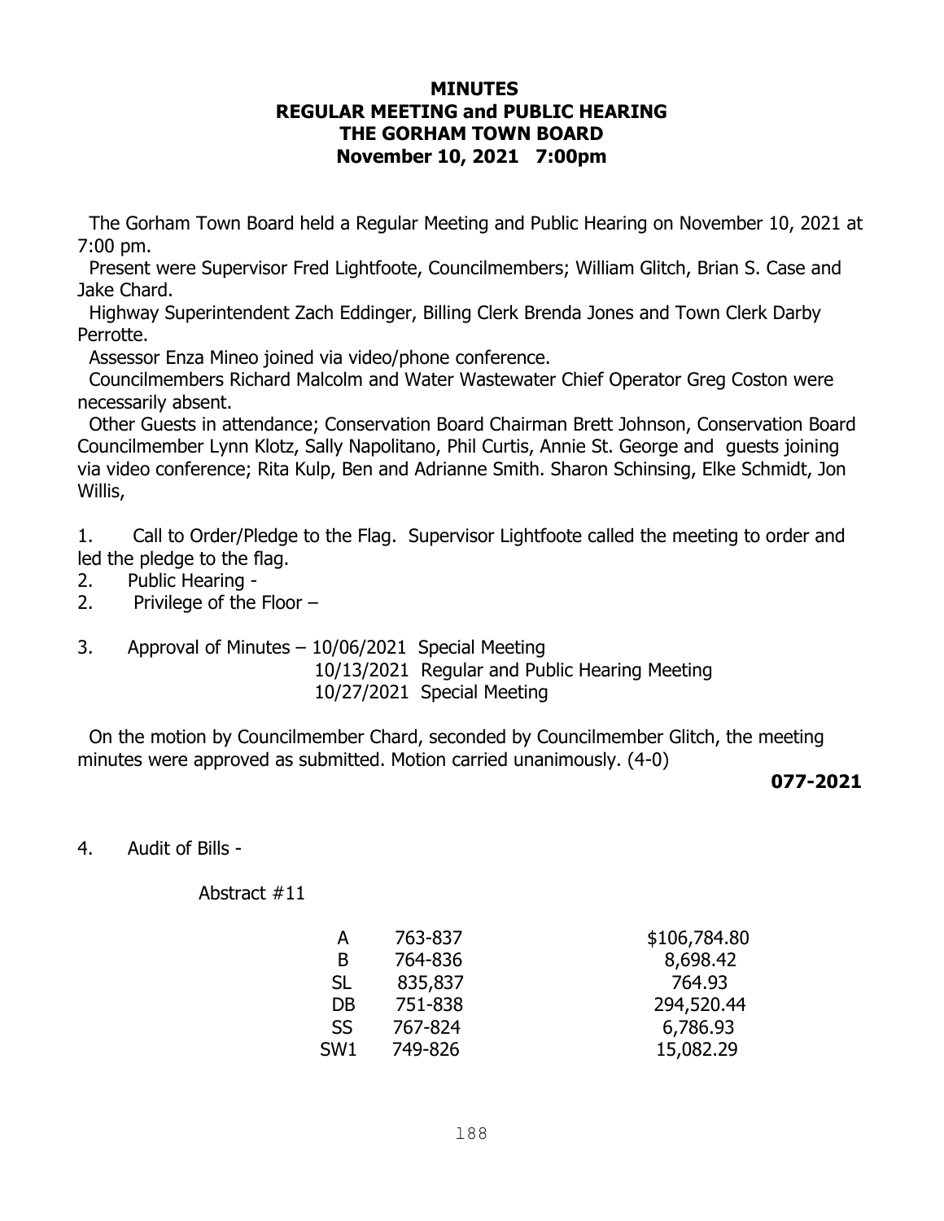**MINUTES**
**REGULAR MEETING and PUBLIC HEARING**
**THE GORHAM TOWN BOARD**
**November 10, 2021 7:00pm**

The Gorham Town Board held a Regular Meeting and Public Hearing on November 10, 2021 at 7:00 pm.

Present were Supervisor Fred Lightfoote, Councilmembers; William Glitch, Brian S. Case and Jake Chard.

Highway Superintendent Zach Eddinger, Billing Clerk Brenda Jones and Town Clerk Darby Perrotte.

Assessor Enza Mineo joined via video/phone conference.

Councilmembers Richard Malcolm and Water Wastewater Chief Operator Greg Coston were necessarily absent.

Other Guests in attendance; Conservation Board Chairman Brett Johnson, Conservation Board Councilmember Lynn Klotz, Sally Napolitano, Phil Curtis, Annie St. George and guests joining via video conference; Rita Kulp, Ben and Adrianne Smith. Sharon Schinsing, Elke Schmidt, Jon Willis,

1. Call to Order/Pledge to the Flag. Supervisor Lightfoote called the meeting to order and led the pledge to the flag.
2. Public Hearing -
2. Privilege of the Floor –
3. Approval of Minutes – 10/06/2021 Special Meeting
   10/13/2021 Regular and Public Hearing Meeting
   10/27/2021 Special Meeting

On the motion by Councilmember Chard, seconded by Councilmember Glitch, the meeting minutes were approved as submitted. Motion carried unanimously. (4-0)

**077-2021**

4. Audit of Bills -

Abstract #11

| | | |
|---|---|---|
| A | 763-837 | $106,784.80 |
| B | 764-836 | 8,698.42 |
| SL | 835,837 | 764.93 |
| DB | 751-838 | 294,520.44 |
| SS | 767-824 | 6,786.93 |
| SW1 | 749-826 | 15,082.29 |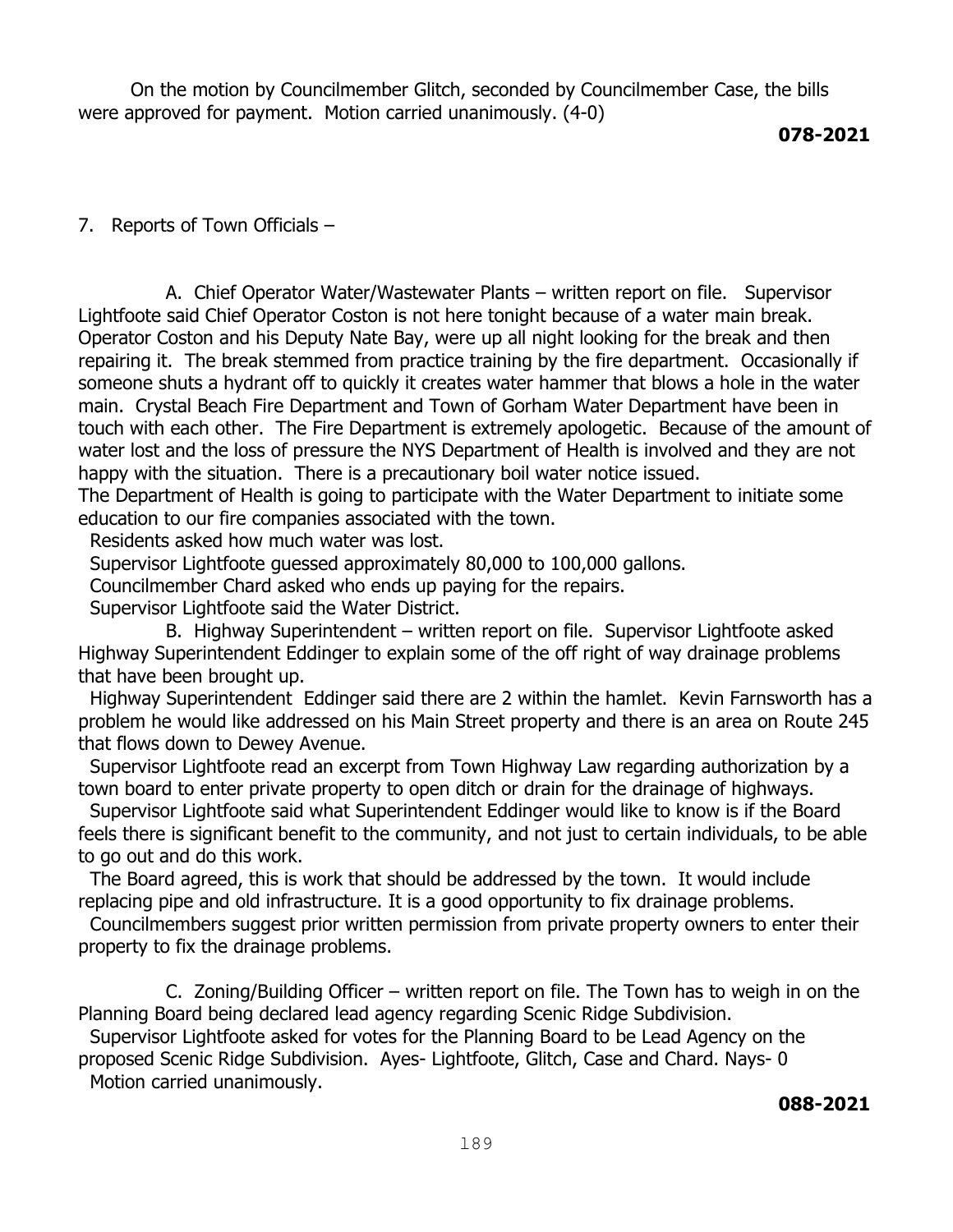On the motion by Councilmember Glitch, seconded by Councilmember Case, the bills were approved for payment. Motion carried unanimously. (4-0)

**078-2021**

7. Reports of Town Officials –

A. Chief Operator Water/Wastewater Plants – written report on file. Supervisor Lightfoote said Chief Operator Coston is not here tonight because of a water main break. Operator Coston and his Deputy Nate Bay, were up all night looking for the break and then repairing it. The break stemmed from practice training by the fire department. Occasionally if someone shuts a hydrant off to quickly it creates water hammer that blows a hole in the water main. Crystal Beach Fire Department and Town of Gorham Water Department have been in touch with each other. The Fire Department is extremely apologetic. Because of the amount of water lost and the loss of pressure the NYS Department of Health is involved and they are not happy with the situation. There is a precautionary boil water notice issued.

The Department of Health is going to participate with the Water Department to initiate some education to our fire companies associated with the town.

Residents asked how much water was lost.

Supervisor Lightfoote guessed approximately 80,000 to 100,000 gallons.

Councilmember Chard asked who ends up paying for the repairs.

Supervisor Lightfoote said the Water District.

B. Highway Superintendent – written report on file. Supervisor Lightfoote asked Highway Superintendent Eddinger to explain some of the off right of way drainage problems that have been brought up.

Highway Superintendent Eddinger said there are 2 within the hamlet. Kevin Farnsworth has a problem he would like addressed on his Main Street property and there is an area on Route 245 that flows down to Dewey Avenue.

Supervisor Lightfoote read an excerpt from Town Highway Law regarding authorization by a town board to enter private property to open ditch or drain for the drainage of highways.

Supervisor Lightfoote said what Superintendent Eddinger would like to know is if the Board feels there is significant benefit to the community, and not just to certain individuals, to be able to go out and do this work.

The Board agreed, this is work that should be addressed by the town. It would include replacing pipe and old infrastructure. It is a good opportunity to fix drainage problems.

Councilmembers suggest prior written permission from private property owners to enter their property to fix the drainage problems.

C. Zoning/Building Officer – written report on file. The Town has to weigh in on the Planning Board being declared lead agency regarding Scenic Ridge Subdivision.

Supervisor Lightfoote asked for votes for the Planning Board to be Lead Agency on the proposed Scenic Ridge Subdivision. Ayes- Lightfoote, Glitch, Case and Chard. Nays- 0

Motion carried unanimously.

**088-2021**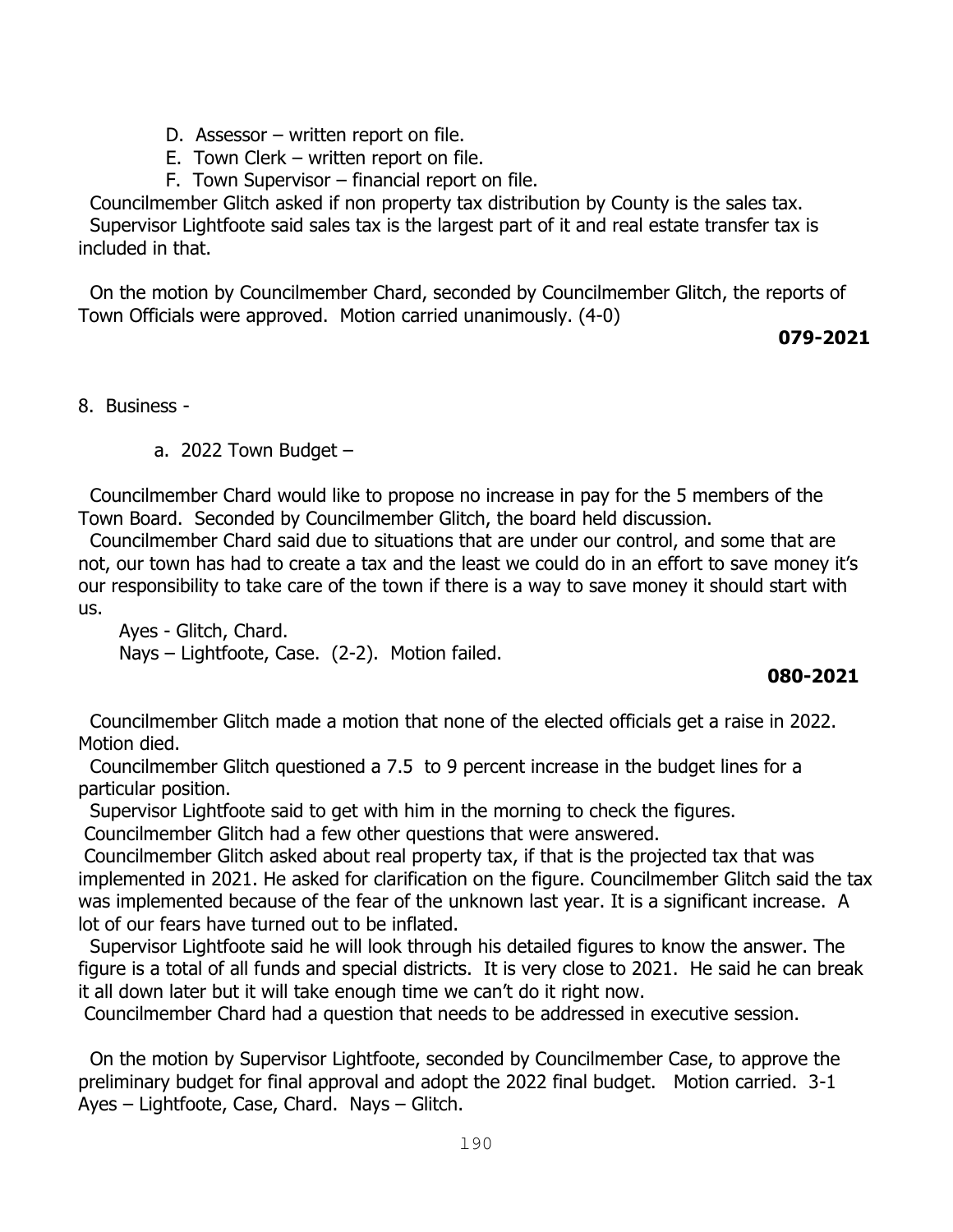D. Assessor – written report on file.  
E. Town Clerk – written report on file.  
F. Town Supervisor – financial report on file.

Councilmember Glitch asked if non property tax distribution by County is the sales tax.
Supervisor Lightfoote said sales tax is the largest part of it and real estate transfer tax is included in that.

On the motion by Councilmember Chard, seconded by Councilmember Glitch, the reports of Town Officials were approved. Motion carried unanimously. (4-0)

**079-2021**

8. Business -

a. 2022 Town Budget –

Councilmember Chard would like to propose no increase in pay for the 5 members of the Town Board. Seconded by Councilmember Glitch, the board held discussion.

Councilmember Chard said due to situations that are under our control, and some that are not, our town has had to create a tax and the least we could do in an effort to save money it's our responsibility to take care of the town if there is a way to save money it should start with us.

Ayes - Glitch, Chard.  
Nays – Lightfoote, Case. (2-2). Motion failed.

**080-2021**

Councilmember Glitch made a motion that none of the elected officials get a raise in 2022. Motion died.

Councilmember Glitch questioned a 7.5 to 9 percent increase in the budget lines for a particular position.

Supervisor Lightfoote said to get with him in the morning to check the figures.

Councilmember Glitch had a few other questions that were answered.

Councilmember Glitch asked about real property tax, if that is the projected tax that was implemented in 2021. He asked for clarification on the figure. Councilmember Glitch said the tax was implemented because of the fear of the unknown last year. It is a significant increase. A lot of our fears have turned out to be inflated.

Supervisor Lightfoote said he will look through his detailed figures to know the answer. The figure is a total of all funds and special districts. It is very close to 2021. He said he can break it all down later but it will take enough time we can't do it right now.

Councilmember Chard had a question that needs to be addressed in executive session.

On the motion by Supervisor Lightfoote, seconded by Councilmember Case, to approve the preliminary budget for final approval and adopt the 2022 final budget. Motion carried. 3-1 Ayes – Lightfoote, Case, Chard. Nays – Glitch.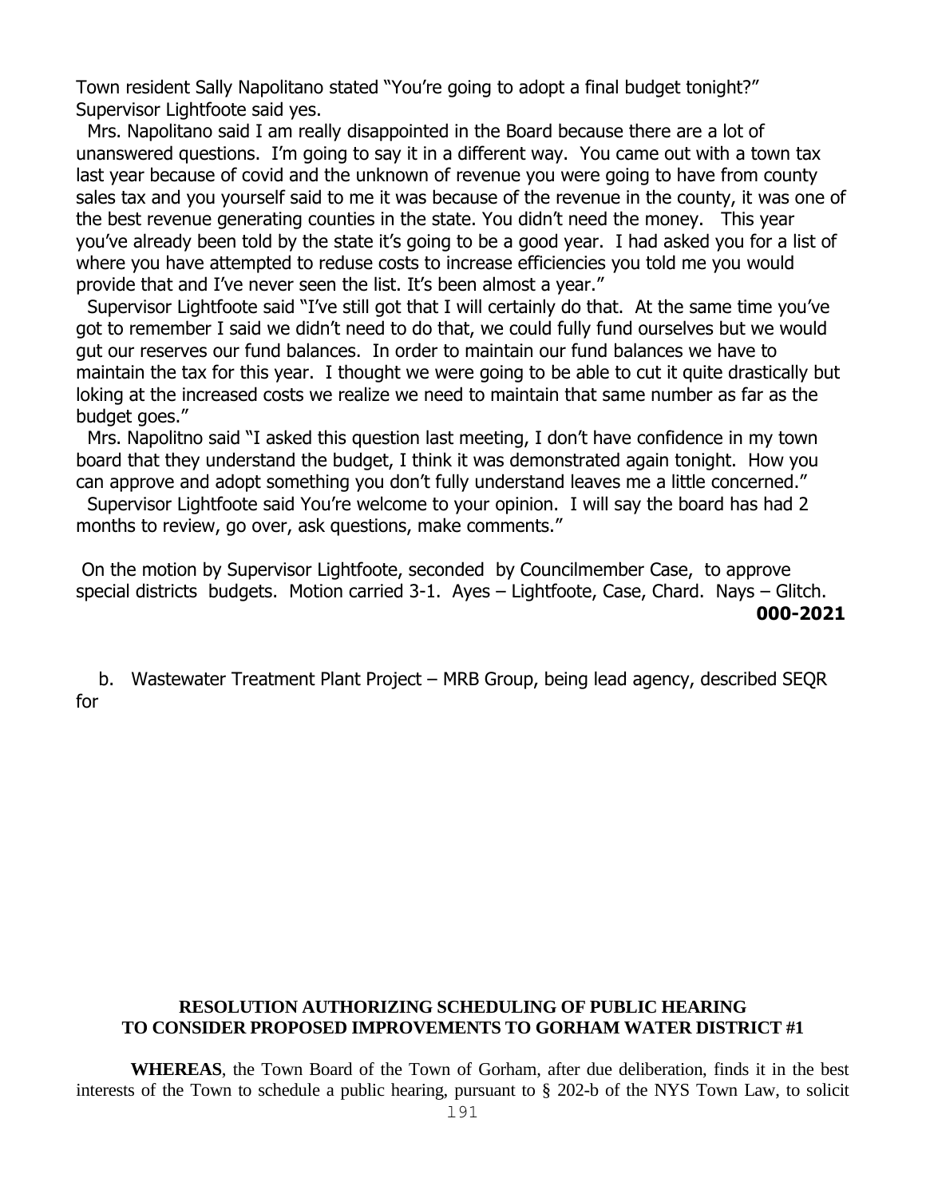Town resident Sally Napolitano stated "You're going to adopt a final budget tonight?" Supervisor Lightfoote said yes.

Mrs. Napolitano said I am really disappointed in the Board because there are a lot of unanswered questions. I'm going to say it in a different way. You came out with a town tax last year because of covid and the unknown of revenue you were going to have from county sales tax and you yourself said to me it was because of the revenue in the county, it was one of the best revenue generating counties in the state. You didn't need the money. This year you've already been told by the state it's going to be a good year. I had asked you for a list of where you have attempted to reduse costs to increase efficiencies you told me you would provide that and I've never seen the list. It's been almost a year."

Supervisor Lightfoote said "I've still got that I will certainly do that. At the same time you've got to remember I said we didn't need to do that, we could fully fund ourselves but we would gut our reserves our fund balances. In order to maintain our fund balances we have to maintain the tax for this year. I thought we were going to be able to cut it quite drastically but loking at the increased costs we realize we need to maintain that same number as far as the budget goes."

Mrs. Napolitno said "I asked this question last meeting, I don't have confidence in my town board that they understand the budget, I think it was demonstrated again tonight. How you can approve and adopt something you don't fully understand leaves me a little concerned."

Supervisor Lightfoote said You're welcome to your opinion. I will say the board has had 2 months to review, go over, ask questions, make comments."

On the motion by Supervisor Lightfoote, seconded by Councilmember Case, to approve special districts budgets. Motion carried 3-1. Ayes – Lightfoote, Case, Chard. Nays – Glitch.

**000-2021**

b. Wastewater Treatment Plant Project – MRB Group, being lead agency, described SEQR for

**RESOLUTION AUTHORIZING SCHEDULING OF PUBLIC HEARING TO CONSIDER PROPOSED IMPROVEMENTS TO GORHAM WATER DISTRICT #1**

**WHEREAS**, the Town Board of the Town of Gorham, after due deliberation, finds it in the best interests of the Town to schedule a public hearing, pursuant to § 202-b of the NYS Town Law, to solicit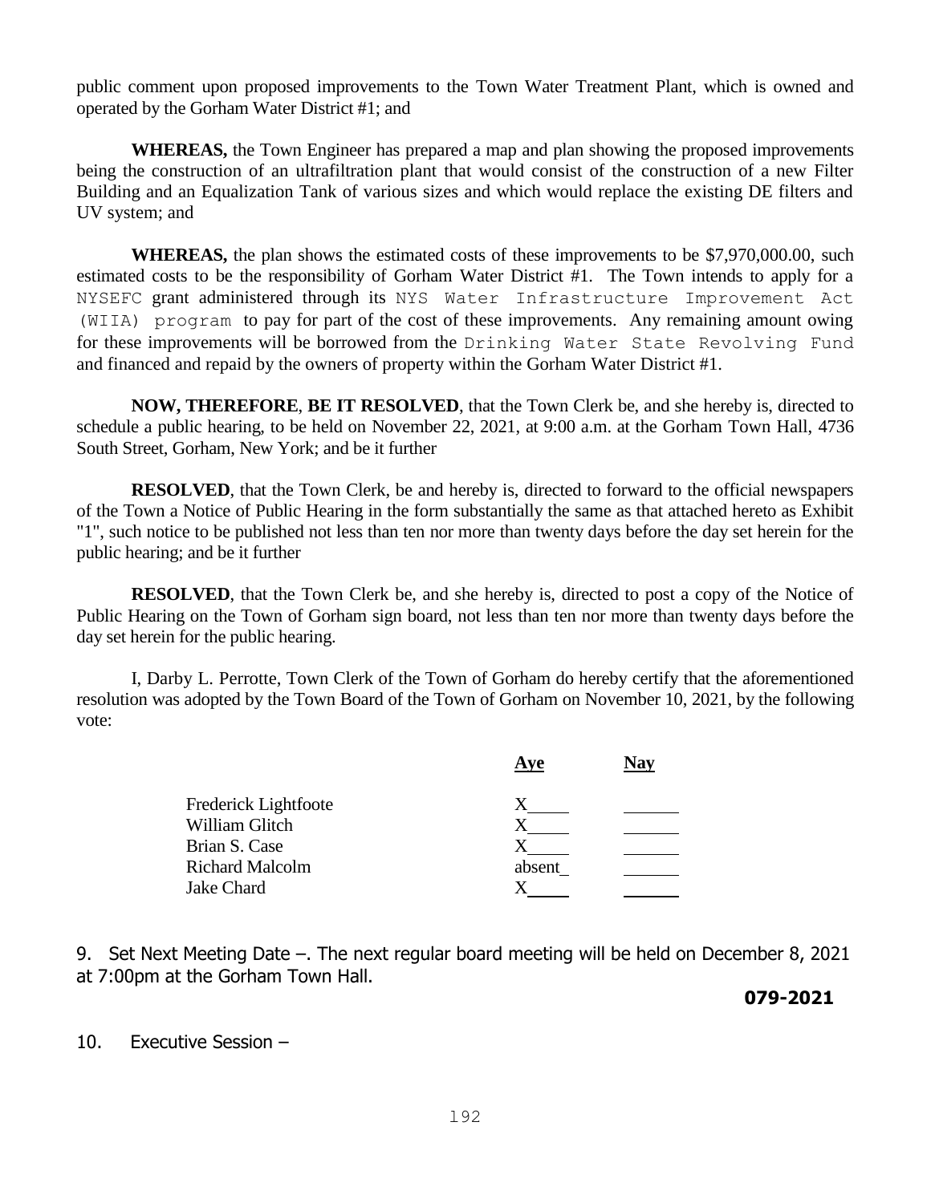public comment upon proposed improvements to the Town Water Treatment Plant, which is owned and operated by the Gorham Water District #1; and

**WHEREAS,** the Town Engineer has prepared a map and plan showing the proposed improvements being the construction of an ultrafiltration plant that would consist of the construction of a new Filter Building and an Equalization Tank of various sizes and which would replace the existing DE filters and UV system; and

**WHEREAS,** the plan shows the estimated costs of these improvements to be $7,970,000.00, such estimated costs to be the responsibility of Gorham Water District #1. The Town intends to apply for a NYSEFC grant administered through its NYS Water Infrastructure Improvement Act (WIIA) program to pay for part of the cost of these improvements. Any remaining amount owing for these improvements will be borrowed from the Drinking Water State Revolving Fund and financed and repaid by the owners of property within the Gorham Water District #1.

**NOW, THEREFORE**, **BE IT RESOLVED**, that the Town Clerk be, and she hereby is, directed to schedule a public hearing, to be held on November 22, 2021, at 9:00 a.m. at the Gorham Town Hall, 4736 South Street, Gorham, New York; and be it further

**RESOLVED**, that the Town Clerk, be and hereby is, directed to forward to the official newspapers of the Town a Notice of Public Hearing in the form substantially the same as that attached hereto as Exhibit "1", such notice to be published not less than ten nor more than twenty days before the day set herein for the public hearing; and be it further

**RESOLVED**, that the Town Clerk be, and she hereby is, directed to post a copy of the Notice of Public Hearing on the Town of Gorham sign board, not less than ten nor more than twenty days before the day set herein for the public hearing.

I, Darby L. Perrotte, Town Clerk of the Town of Gorham do hereby certify that the aforementioned resolution was adopted by the Town Board of the Town of Gorham on November 10, 2021, by the following vote:

| | Aye | Nay |
|---|---|---|
| Frederick Lightfoote | X | |
| William Glitch | X | |
| Brian S. Case | X | |
| Richard Malcolm | absent | |
| Jake Chard | X | |

9. Set Next Meeting Date –. The next regular board meeting will be held on December 8, 2021 at 7:00pm at the Gorham Town Hall.

**079-2021**

10. Executive Session –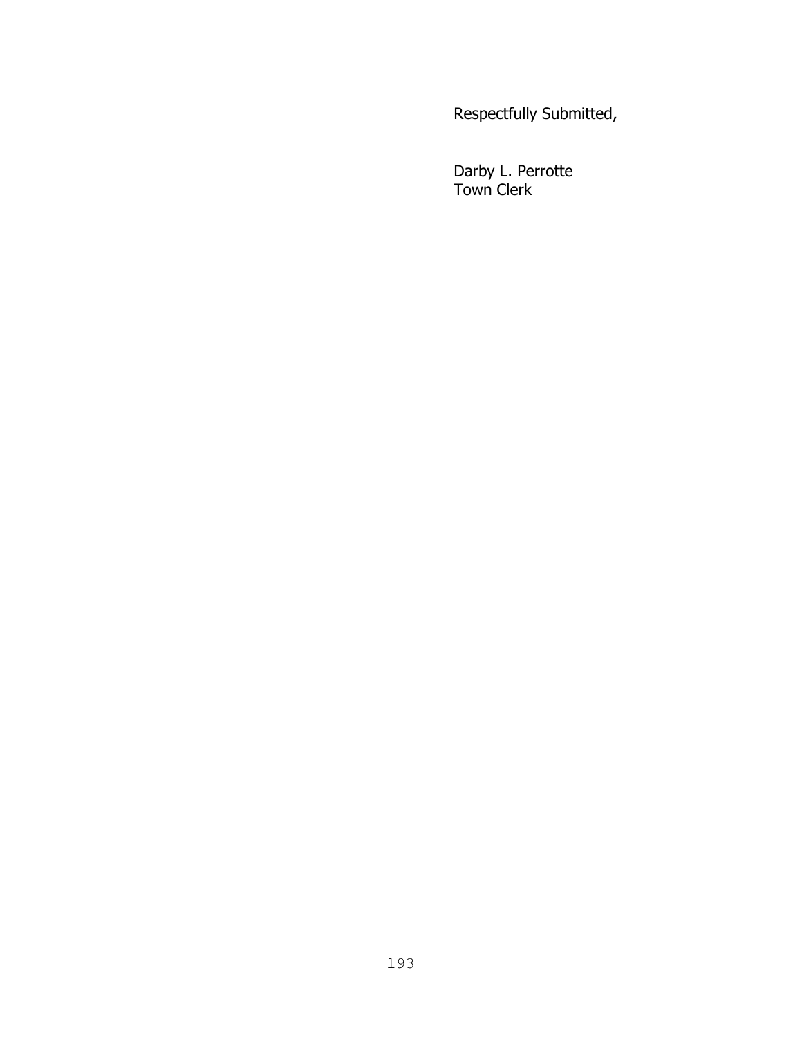Respectfully Submitted,

Darby L. Perrotte  
Town Clerk